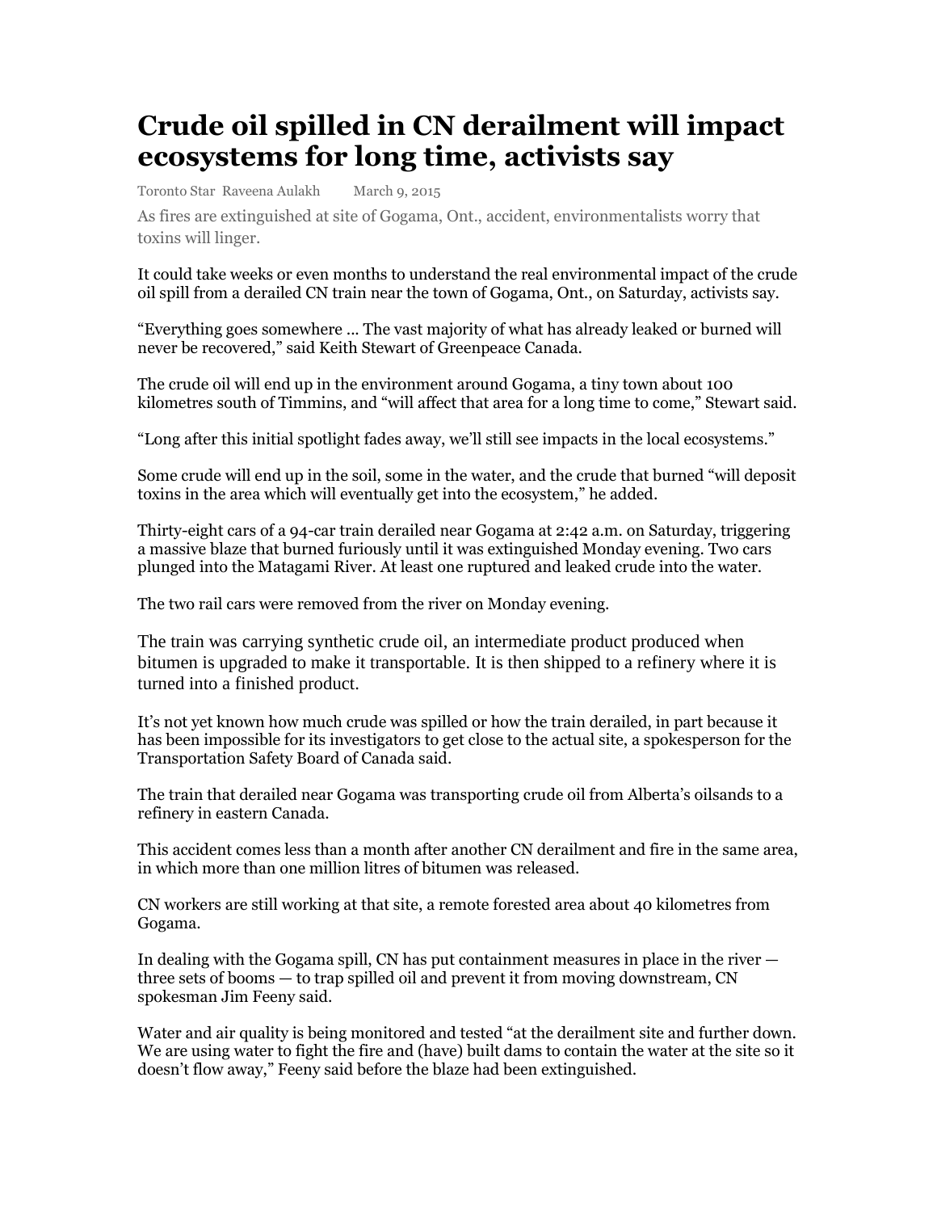# Crude oil spilled in CN derailment will impact ecosystems for long time, activists say

Toronto Star Raveena Aulakh March 9, 2015

As fires are extinguished at site of Gogama, Ont., accident, environmentalists worry that toxins will linger.

It could take weeks or even months to understand the real environmental impact of the crude oil spill from a derailed CN train near the town of Gogama, Ont., on Saturday, activists say.

"Everything goes somewhere ... The vast majority of what has already leaked or burned will never be recovered," said Keith Stewart of Greenpeace Canada.

The crude oil will end up in the environment around Gogama, a tiny town about 100 kilometres south of Timmins, and "will affect that area for a long time to come," Stewart said.

"Long after this initial spotlight fades away, we'll still see impacts in the local ecosystems."

Some crude will end up in the soil, some in the water, and the crude that burned "will deposit toxins in the area which will eventually get into the ecosystem," he added.

Thirty-eight cars of a 94-car train derailed near Gogama at 2:42 a.m. on Saturday, triggering a massive blaze that burned furiously until it was extinguished Monday evening. Two cars plunged into the Matagami River. At least one ruptured and leaked crude into the water.

The two rail cars were removed from the river on Monday evening.

The train was carrying synthetic crude oil, an intermediate product produced when bitumen is upgraded to make it transportable. It is then shipped to a refinery where it is turned into a finished product.

It's not yet known how much crude was spilled or how the train derailed, in part because it has been impossible for its investigators to get close to the actual site, a spokesperson for the Transportation Safety Board of Canada said.

The train that derailed near Gogama was transporting crude oil from Alberta's oilsands to a refinery in eastern Canada.

This accident comes less than a month after another CN derailment and fire in the same area, in which more than one million litres of bitumen was released.

CN workers are still working at that site, a remote forested area about 40 kilometres from Gogama.

In dealing with the Gogama spill, CN has put containment measures in place in the river — three sets of booms — to trap spilled oil and prevent it from moving downstream, CN spokesman Jim Feeny said.

Water and air quality is being monitored and tested "at the derailment site and further down. We are using water to fight the fire and (have) built dams to contain the water at the site so it doesn't flow away," Feeny said before the blaze had been extinguished.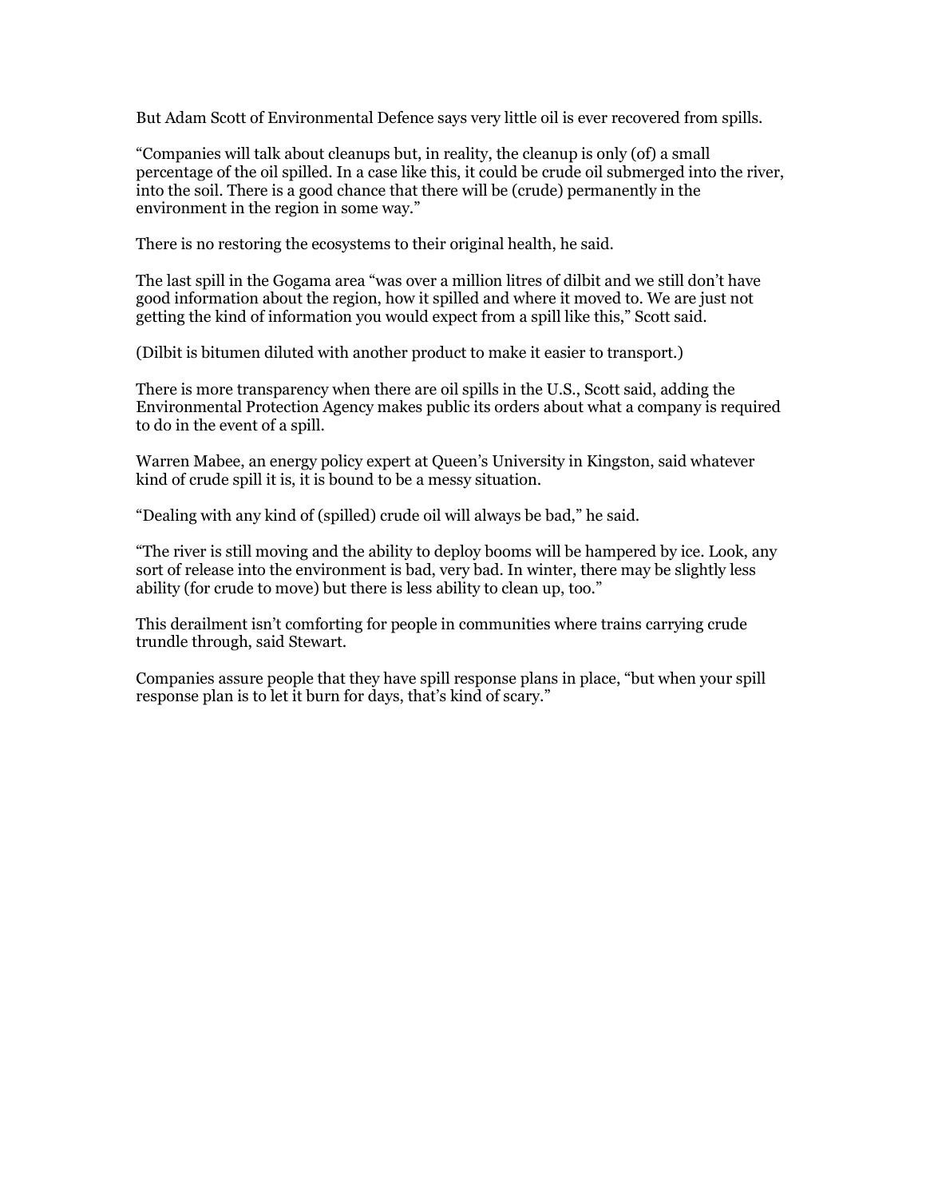But Adam Scott of Environmental Defence says very little oil is ever recovered from spills.

“Companies will talk about cleanups but, in reality, the cleanup is only (of) a small percentage of the oil spilled. In a case like this, it could be crude oil submerged into the river, into the soil. There is a good chance that there will be (crude) permanently in the environment in the region in some way.”

There is no restoring the ecosystems to their original health, he said.

The last spill in the Gogama area “was over a million litres of dilbit and we still don’t have good information about the region, how it spilled and where it moved to. We are just not getting the kind of information you would expect from a spill like this,” Scott said.

(Dilbit is bitumen diluted with another product to make it easier to transport.)

There is more transparency when there are oil spills in the U.S., Scott said, adding the Environmental Protection Agency makes public its orders about what a company is required to do in the event of a spill.

Warren Mabee, an energy policy expert at Queen’s University in Kingston, said whatever kind of crude spill it is, it is bound to be a messy situation.

“Dealing with any kind of (spilled) crude oil will always be bad,” he said.

“The river is still moving and the ability to deploy booms will be hampered by ice. Look, any sort of release into the environment is bad, very bad. In winter, there may be slightly less ability (for crude to move) but there is less ability to clean up, too.”

This derailment isn’t comforting for people in communities where trains carrying crude trundle through, said Stewart.

Companies assure people that they have spill response plans in place, “but when your spill response plan is to let it burn for days, that’s kind of scary.”